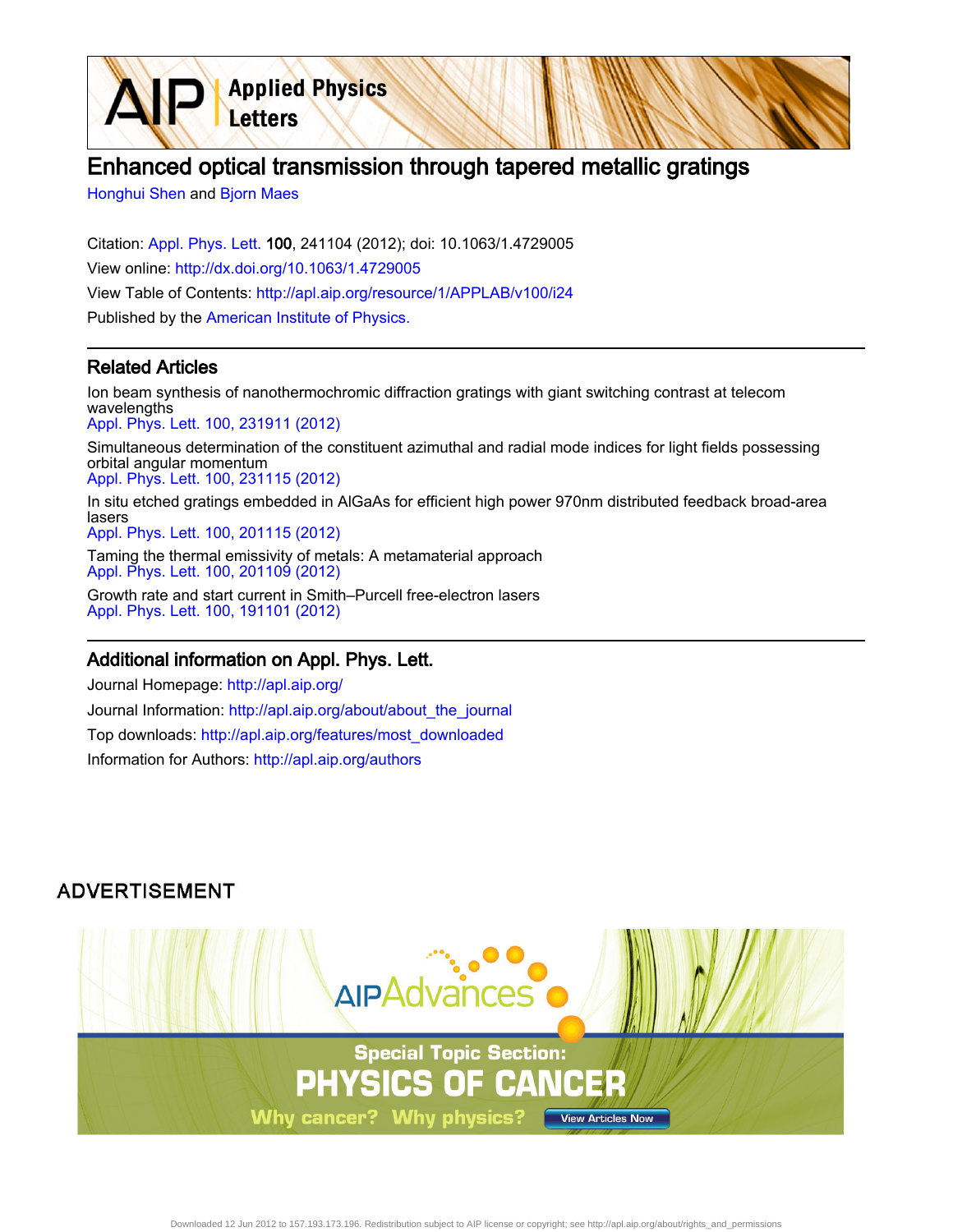# Enhanced optical transmission through tapered metallic gratings

Honghui Shen and Bjorn Maes

Citation: Appl. Phys. Lett. **100**, 241104 (2012); doi: 10.1063/1.4729005

View online: http://dx.doi.org/10.1063/1.4729005

View Table of Contents: http://apl.aip.org/resource/1/APPLAB/v100/i24

Published by the American Institute of Physics.

## Related Articles

Ion beam synthesis of nanothermochromic diffraction gratings with giant switching contrast at telecom wavelengths
Appl. Phys. Lett. 100, 231911 (2012)

Simultaneous determination of the constituent azimuthal and radial mode indices for light fields possessing orbital angular momentum
Appl. Phys. Lett. 100, 231115 (2012)

In situ etched gratings embedded in AlGaAs for efficient high power 970nm distributed feedback broad-area lasers
Appl. Phys. Lett. 100, 201115 (2012)

Taming the thermal emissivity of metals: A metamaterial approach
Appl. Phys. Lett. 100, 201109 (2012)

Growth rate and start current in Smith–Purcell free-electron lasers
Appl. Phys. Lett. 100, 191101 (2012)

## Additional information on Appl. Phys. Lett.

Journal Homepage: http://apl.aip.org/

Journal Information: http://apl.aip.org/about/about_the_journal

Top downloads: http://apl.aip.org/features/most_downloaded

Information for Authors: http://apl.aip.org/authors

ADVERTISEMENT

AIP Advances

Special Topic Section: PHYSICS OF CANCER

Why cancer? Why physics? View Articles Now

Downloaded 12 Jun 2012 to 157.193.173.196. Redistribution subject to AIP license or copyright; see http://apl.aip.org/about/rights_and_permissions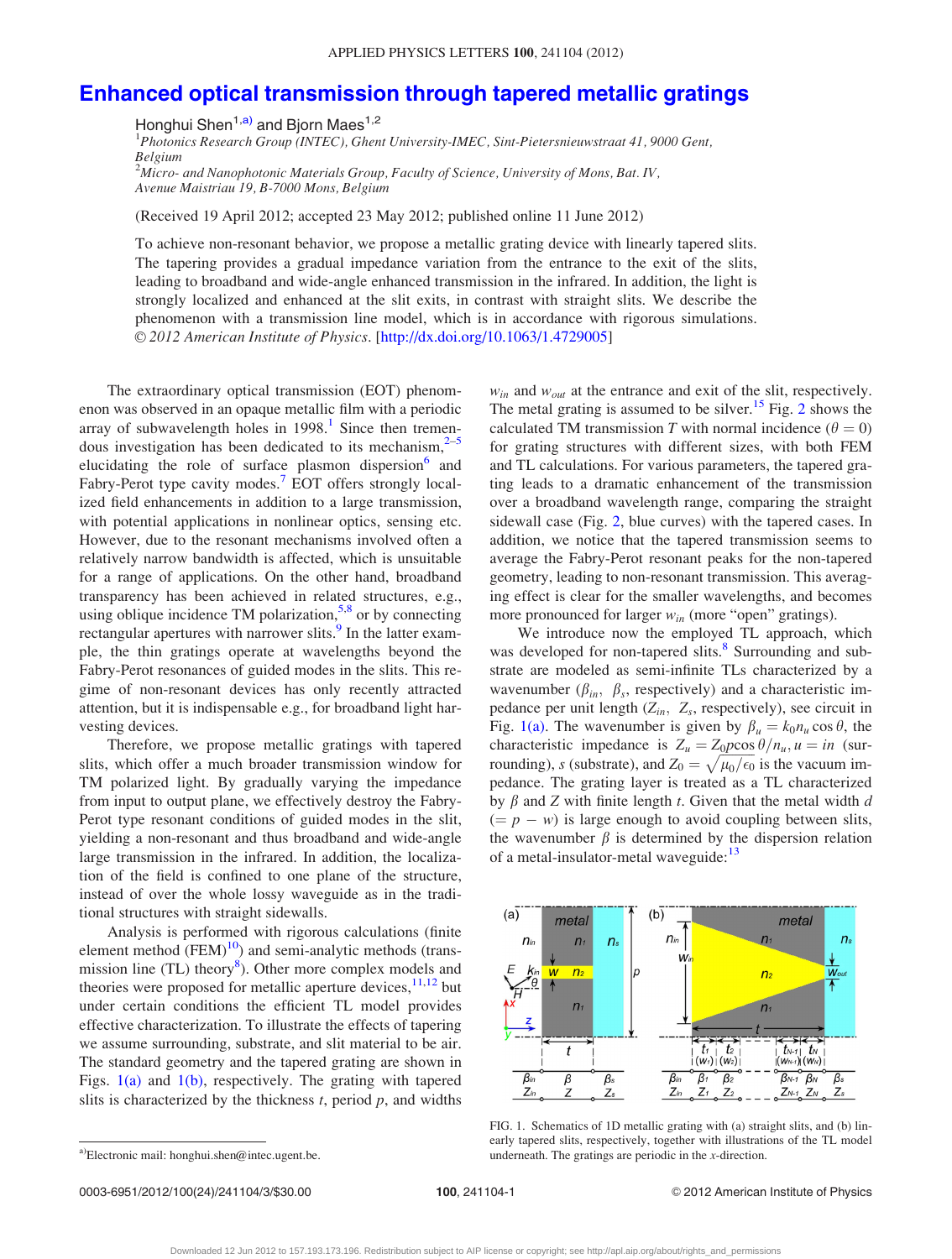# Enhanced optical transmission through tapered metallic gratings

Honghui Shen[1,a)] and Bjorn Maes[1,2]

[1]Photonics Research Group (INTEC), Ghent University-IMEC, Sint-Pietersnieuwstraat 41, 9000 Gent, Belgium

[2]Micro- and Nanophotonic Materials Group, Faculty of Science, University of Mons, Bat. IV, Avenue Maistriau 19, B-7000 Mons, Belgium

(Received 19 April 2012; accepted 23 May 2012; published online 11 June 2012)

To achieve non-resonant behavior, we propose a metallic grating device with linearly tapered slits. The tapering provides a gradual impedance variation from the entrance to the exit of the slits, leading to broadband and wide-angle enhanced transmission in the infrared. In addition, the light is strongly localized and enhanced at the slit exits, in contrast with straight slits. We describe the phenomenon with a transmission line model, which is in accordance with rigorous simulations. © *2012 American Institute of Physics*. [http://dx.doi.org/10.1063/1.4729005]

The extraordinary optical transmission (EOT) phenomenon was observed in an opaque metallic film with a periodic array of subwavelength holes in 1998.[1] Since then tremendous investigation has been dedicated to its mechanism,[2–5] elucidating the role of surface plasmon dispersion[6] and Fabry-Perot type cavity modes.[7] EOT offers strongly localized field enhancements in addition to a large transmission, with potential applications in nonlinear optics, sensing etc. However, due to the resonant mechanisms involved often a relatively narrow bandwidth is affected, which is unsuitable for a range of applications. On the other hand, broadband transparency has been achieved in related structures, e.g., using oblique incidence TM polarization,[5,8] or by connecting rectangular apertures with narrower slits.[9] In the latter example, the thin gratings operate at wavelengths beyond the Fabry-Perot resonances of guided modes in the slits. This regime of non-resonant devices has only recently attracted attention, but it is indispensable e.g., for broadband light harvesting devices.

Therefore, we propose metallic gratings with tapered slits, which offer a much broader transmission window for TM polarized light. By gradually varying the impedance from input to output plane, we effectively destroy the Fabry-Perot type resonant conditions of guided modes in the slit, yielding a non-resonant and thus broadband and wide-angle large transmission in the infrared. In addition, the localization of the field is confined to one plane of the structure, instead of over the whole lossy waveguide as in the traditional structures with straight sidewalls.

Analysis is performed with rigorous calculations (finite element method (FEM)[10]) and semi-analytic methods (transmission line (TL) theory[8]). Other more complex models and theories were proposed for metallic aperture devices,[11,12] but under certain conditions the efficient TL model provides effective characterization. To illustrate the effects of tapering we assume surrounding, substrate, and slit material to be air. The standard geometry and the tapered grating are shown in Figs. 1(a) and 1(b), respectively. The grating with tapered slits is characterized by the thickness $t$, period $p$, and widths $w_{in}$ and $w_{out}$ at the entrance and exit of the slit, respectively. The metal grating is assumed to be silver.[15] Fig. 2 shows the calculated TM transmission $T$ with normal incidence ($\theta = 0$) for grating structures with different sizes, with both FEM and TL calculations. For various parameters, the tapered grating leads to a dramatic enhancement of the transmission over a broadband wavelength range, comparing the straight sidewall case (Fig. 2, blue curves) with the tapered cases. In addition, we notice that the tapered transmission seems to average the Fabry-Perot resonant peaks for the non-tapered geometry, leading to non-resonant transmission. This averaging effect is clear for the smaller wavelengths, and becomes more pronounced for larger $w_{in}$ (more "open" gratings).

We introduce now the employed TL approach, which was developed for non-tapered slits.[8] Surrounding and substrate are modeled as semi-infinite TLs characterized by a wavenumber ($\beta_{in}$, $\beta_s$, respectively) and a characteristic impedance per unit length ($Z_{in}$, $Z_s$, respectively), see circuit in Fig. 1(a). The wavenumber is given by $\beta_u = k_0 n_u \cos\theta$, the characteristic impedance is $Z_u = Z_0 p \cos\theta / n_u$, $u = in$ (surrounding), $s$ (substrate), and $Z_0 = \sqrt{\mu_0/\epsilon_0}$ is the vacuum impedance. The grating layer is treated as a TL characterized by $\beta$ and $Z$ with finite length $t$. Given that the metal width $d$ ($= p - w$) is large enough to avoid coupling between slits, the wavenumber $\beta$ is determined by the dispersion relation of a metal-insulator-metal waveguide:[13]

FIG. 1. Schematics of 1D metallic grating with (a) straight slits, and (b) linearly tapered slits, respectively, together with illustrations of the TL model underneath. The gratings are periodic in the $x$-direction.

a)Electronic mail: honghui.shen@intec.ugent.be.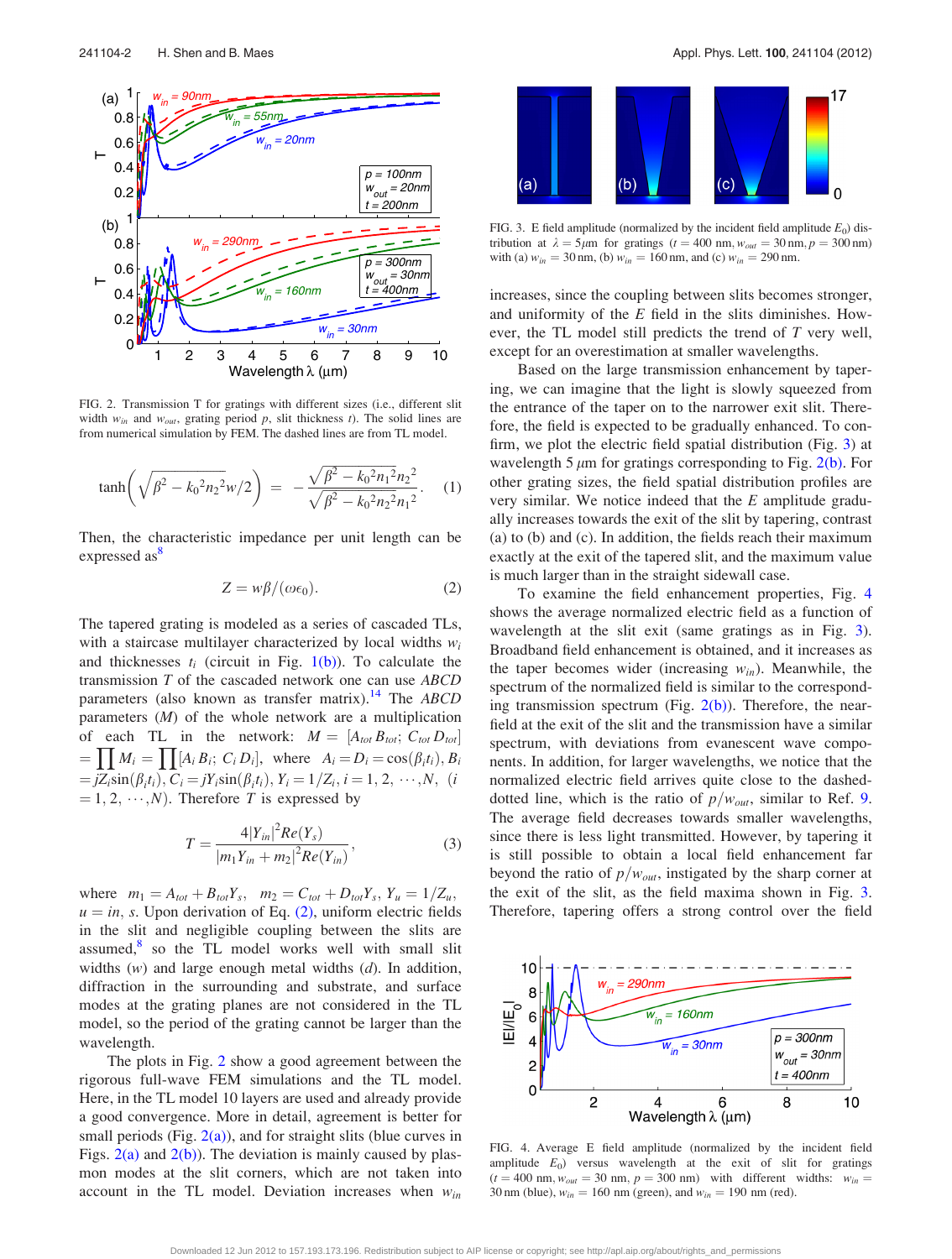FIG. 2. Transmission T for gratings with different sizes (i.e., different slit width $w_{in}$ and $w_{out}$, grating period $p$, slit thickness $t$). The solid lines are from numerical simulation by FEM. The dashed lines are from TL model.

$$\tanh\left(\sqrt{\beta^2 - k_0{}^2 n_2{}^2}\, w/2\right) = -\frac{\sqrt{\beta^2 - k_0{}^2 n_1{}^2}\, n_2{}^2}{\sqrt{\beta^2 - k_0{}^2 n_2{}^2}\, n_1{}^2}. \quad (1)$$

Then, the characteristic impedance per unit length can be expressed as[8]

$$Z = w\beta/(\omega\epsilon_0). \quad (2)$$

The tapered grating is modeled as a series of cascaded TLs, with a staircase multilayer characterized by local widths $w_i$ and thicknesses $t_i$ (circuit in Fig. 1(b)). To calculate the transmission $T$ of the cascaded network one can use *ABCD* parameters (also known as transfer matrix).[14] The *ABCD* parameters ($M$) of the whole network are a multiplication of each TL in the network: $M = [A_{tot}\, B_{tot};\, C_{tot}\, D_{tot}] = \prod M_i = \prod [A_i\, B_i;\, C_i\, D_i]$, where $A_i = D_i = \cos(\beta_i t_i)$, $B_i = jZ_i \sin(\beta_i t_i)$, $C_i = jY_i \sin(\beta_i t_i)$, $Y_i = 1/Z_i$, $i = 1, 2, \cdots, N$, ($i = 1, 2, \cdots, N$). Therefore $T$ is expressed by

$$T = \frac{4|Y_{in}|^2 Re(Y_s)}{|m_1 Y_{in} + m_2|^2 Re(Y_{in})}, \quad (3)$$

where $m_1 = A_{tot} + B_{tot} Y_s$, $m_2 = C_{tot} + D_{tot} Y_s$, $Y_u = 1/Z_u$, $u = in, s$. Upon derivation of Eq. (2), uniform electric fields in the slit and negligible coupling between the slits are assumed,[8] so the TL model works well with small slit widths ($w$) and large enough metal widths ($d$). In addition, diffraction in the surrounding and substrate, and surface modes at the grating planes are not considered in the TL model, so the period of the grating cannot be larger than the wavelength.

The plots in Fig. 2 show a good agreement between the rigorous full-wave FEM simulations and the TL model. Here, in the TL model 10 layers are used and already provide a good convergence. More in detail, agreement is better for small periods (Fig. 2(a)), and for straight slits (blue curves in Figs. 2(a) and 2(b)). The deviation is mainly caused by plasmon modes at the slit corners, which are not taken into account in the TL model. Deviation increases when $w_{in}$ increases, since the coupling between slits becomes stronger, and uniformity of the $E$ field in the slits diminishes. However, the TL model still predicts the trend of $T$ very well, except for an overestimation at smaller wavelengths.

FIG. 3. E field amplitude (normalized by the incident field amplitude $E_0$) distribution at $\lambda = 5\,\mu$m for gratings ($t = 400$ nm, $w_{out} = 30$ nm, $p = 300$ nm) with (a) $w_{in} = 30$ nm, (b) $w_{in} = 160$ nm, and (c) $w_{in} = 290$ nm.

Based on the large transmission enhancement by tapering, we can imagine that the light is slowly squeezed from the entrance of the taper on to the narrower exit slit. Therefore, the field is expected to be gradually enhanced. To confirm, we plot the electric field spatial distribution (Fig. 3) at wavelength 5 $\mu$m for gratings corresponding to Fig. 2(b). For other grating sizes, the field spatial distribution profiles are very similar. We notice indeed that the $E$ amplitude gradually increases towards the exit of the slit by tapering, contrast (a) to (b) and (c). In addition, the fields reach their maximum exactly at the exit of the tapered slit, and the maximum value is much larger than in the straight sidewall case.

To examine the field enhancement properties, Fig. 4 shows the average normalized electric field as a function of wavelength at the slit exit (same gratings as in Fig. 3). Broadband field enhancement is obtained, and it increases as the taper becomes wider (increasing $w_{in}$). Meanwhile, the spectrum of the normalized field is similar to the corresponding transmission spectrum (Fig. 2(b)). Therefore, the near-field at the exit of the slit and the transmission have a similar spectrum, with deviations from evanescent wave components. In addition, for larger wavelengths, we notice that the normalized electric field arrives quite close to the dashed-dotted line, which is the ratio of $p/w_{out}$, similar to Ref. 9. The average field decreases towards smaller wavelengths, since there is less light transmitted. However, by tapering it is still possible to obtain a local field enhancement far beyond the ratio of $p/w_{out}$, instigated by the sharp corner at the exit of the slit, as the field maxima shown in Fig. 3. Therefore, tapering offers a strong control over the field

FIG. 4. Average E field amplitude (normalized by the incident field amplitude $E_0$) versus wavelength at the exit of slit for gratings ($t = 400$ nm, $w_{out} = 30$ nm, $p = 300$ nm) with different widths: $w_{in} = 30$ nm (blue), $w_{in} = 160$ nm (green), and $w_{in} = 190$ nm (red).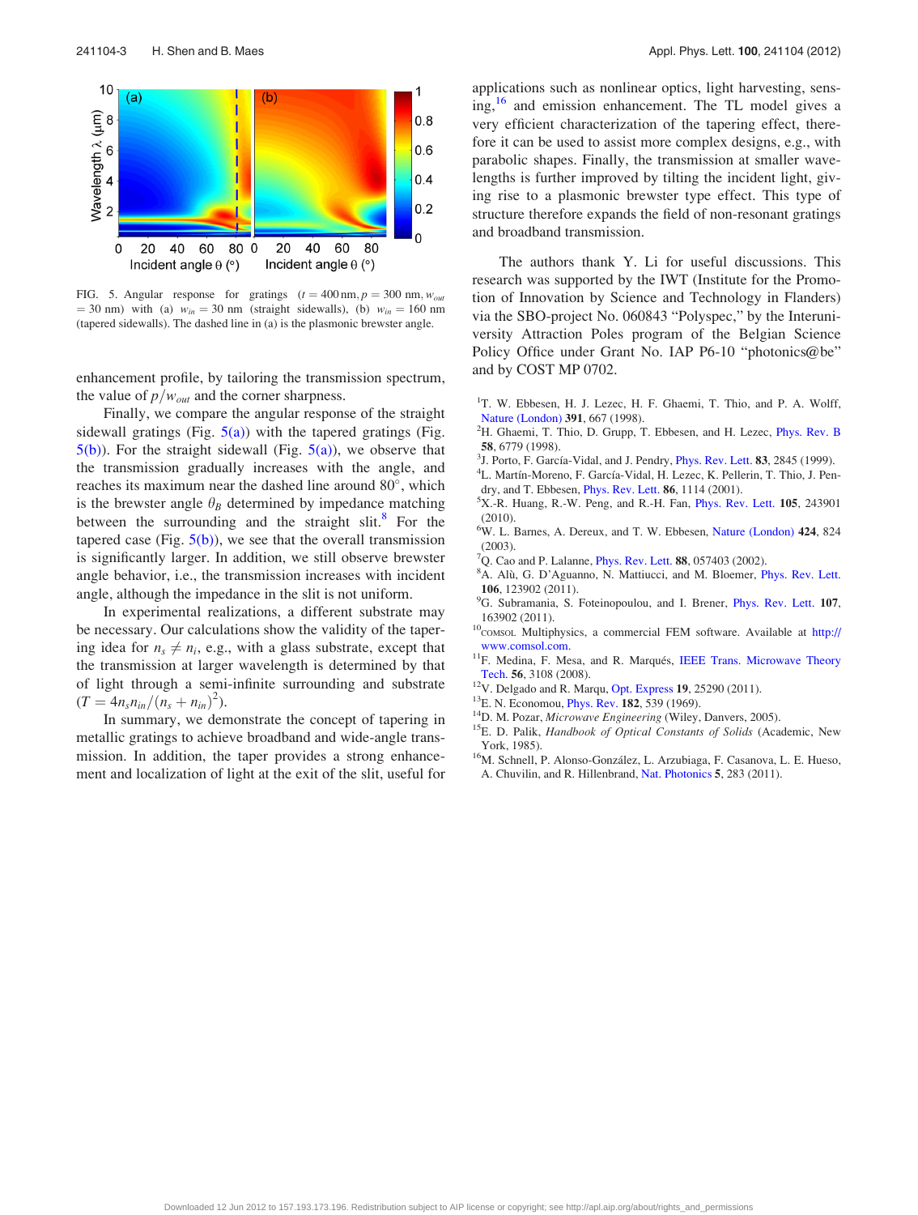10
(a)
(b)
8
6
4
2
Wavelength λ (μm)
0 20 40 60 80
Incident angle θ (°)
0 20 40 60 80
Incident angle θ (°)
1
0.8
0.6
0.4
0.2
0

FIG. 5. Angular response for gratings ($t = 400$ nm, $p = 300$ nm, $w_{out} = 30$ nm) with (a) $w_{in} = 30$ nm (straight sidewalls), (b) $w_{in} = 160$ nm (tapered sidewalls). The dashed line in (a) is the plasmonic brewster angle.

enhancement profile, by tailoring the transmission spectrum, the value of $p/w_{out}$ and the corner sharpness.

Finally, we compare the angular response of the straight sidewall gratings (Fig. 5(a)) with the tapered gratings (Fig. 5(b)). For the straight sidewall (Fig. 5(a)), we observe that the transmission gradually increases with the angle, and reaches its maximum near the dashed line around 80°, which is the brewster angle $\theta_B$ determined by impedance matching between the surrounding and the straight slit.[8] For the tapered case (Fig. 5(b)), we see that the overall transmission is significantly larger. In addition, we still observe brewster angle behavior, i.e., the transmission increases with incident angle, although the impedance in the slit is not uniform.

In experimental realizations, a different substrate may be necessary. Our calculations show the validity of the tapering idea for $n_s \neq n_i$, e.g., with a glass substrate, except that the transmission at larger wavelength is determined by that of light through a semi-infinite surrounding and substrate ($T = 4n_s n_{in}/(n_s + n_{in})^2$).

In summary, we demonstrate the concept of tapering in metallic gratings to achieve broadband and wide-angle transmission. In addition, the taper provides a strong enhancement and localization of light at the exit of the slit, useful for applications such as nonlinear optics, light harvesting, sensing,[16] and emission enhancement. The TL model gives a very efficient characterization of the tapering effect, therefore it can be used to assist more complex designs, e.g., with parabolic shapes. Finally, the transmission at smaller wavelengths is further improved by tilting the incident light, giving rise to a plasmonic brewster type effect. This type of structure therefore expands the field of non-resonant gratings and broadband transmission.

The authors thank Y. Li for useful discussions. This research was supported by the IWT (Institute for the Promotion of Innovation by Science and Technology in Flanders) via the SBO-project No. 060843 "Polyspec," by the Interuniversity Attraction Poles program of the Belgian Science Policy Office under Grant No. IAP P6-10 "photonics@be" and by COST MP 0702.

[1] T. W. Ebbesen, H. J. Lezec, H. F. Ghaemi, T. Thio, and P. A. Wolff, Nature (London) **391**, 667 (1998).
[2] H. Ghaemi, T. Thio, D. Grupp, T. Ebbesen, and H. Lezec, Phys. Rev. B **58**, 6779 (1998).
[3] J. Porto, F. García-Vidal, and J. Pendry, Phys. Rev. Lett. **83**, 2845 (1999).
[4] L. Martín-Moreno, F. García-Vidal, H. Lezec, K. Pellerin, T. Thio, J. Pendry, and T. Ebbesen, Phys. Rev. Lett. **86**, 1114 (2001).
[5] X.-R. Huang, R.-W. Peng, and R.-H. Fan, Phys. Rev. Lett. **105**, 243901 (2010).
[6] W. L. Barnes, A. Dereux, and T. W. Ebbesen, Nature (London) **424**, 824 (2003).
[7] Q. Cao and P. Lalanne, Phys. Rev. Lett. **88**, 057403 (2002).
[8] A. Alù, G. D'Aguanno, N. Mattiucci, and M. Bloemer, Phys. Rev. Lett. **106**, 123902 (2011).
[9] G. Subramania, S. Foteinopoulou, and I. Brener, Phys. Rev. Lett. **107**, 163902 (2011).
[10] COMSOL Multiphysics, a commercial FEM software. Available at http://www.comsol.com.
[11] F. Medina, F. Mesa, and R. Marqués, IEEE Trans. Microwave Theory Tech. **56**, 3108 (2008).
[12] V. Delgado and R. Marqu, Opt. Express **19**, 25290 (2011).
[13] E. N. Economou, Phys. Rev. **182**, 539 (1969).
[14] D. M. Pozar, *Microwave Engineering* (Wiley, Danvers, 2005).
[15] E. D. Palik, *Handbook of Optical Constants of Solids* (Academic, New York, 1985).
[16] M. Schnell, P. Alonso-González, L. Arzubiaga, F. Casanova, L. E. Hueso, A. Chuvilin, and R. Hillenbrand, Nat. Photonics **5**, 283 (2011).